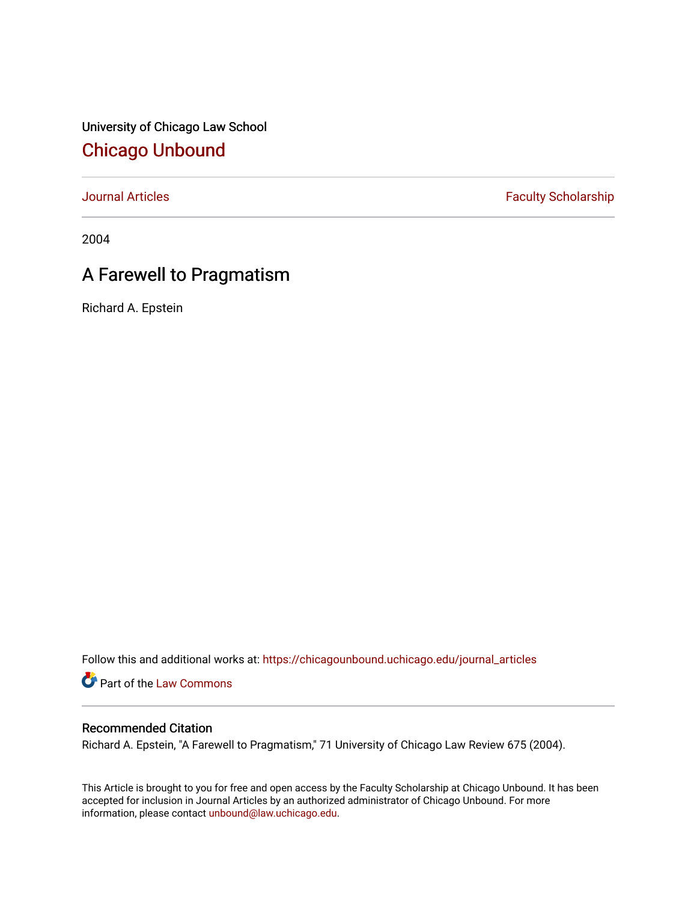University of Chicago Law School

## Chicago Unbound

Journal Articles | Faculty Scholarship

2004

# A Farewell to Pragmatism

Richard A. Epstein

Follow this and additional works at: https://chicagounbound.uchicago.edu/journal_articles

Part of the Law Commons

### Recommended Citation

Richard A. Epstein, "A Farewell to Pragmatism," 71 University of Chicago Law Review 675 (2004).

This Article is brought to you for free and open access by the Faculty Scholarship at Chicago Unbound. It has been accepted for inclusion in Journal Articles by an authorized administrator of Chicago Unbound. For more information, please contact unbound@law.uchicago.edu.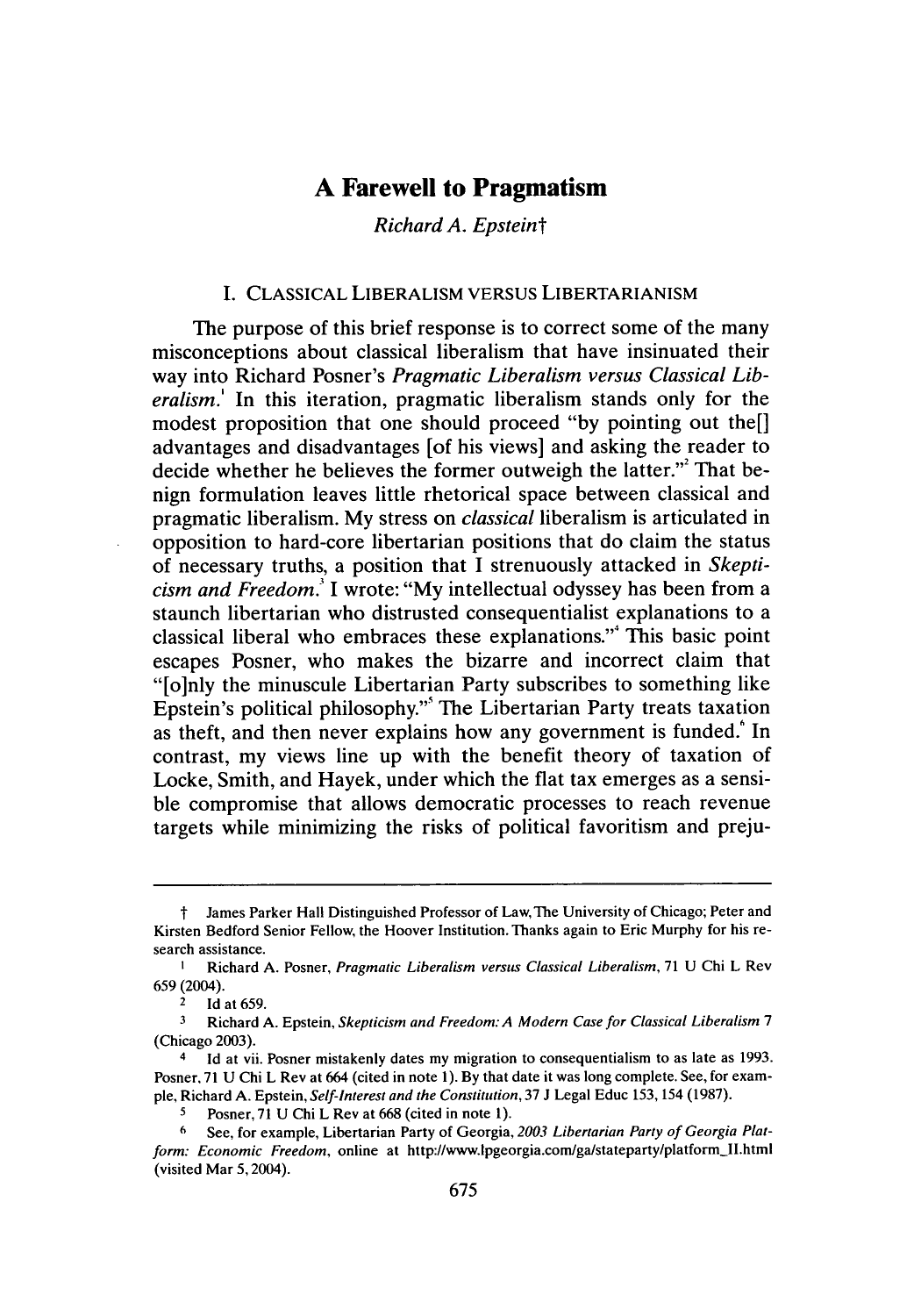# A Farewell to Pragmatism

*Richard A. Epstein*†

## I. CLASSICAL LIBERALISM VERSUS LIBERTARIANISM

The purpose of this brief response is to correct some of the many misconceptions about classical liberalism that have insinuated their way into Richard Posner's *Pragmatic Liberalism versus Classical Liberalism*.[1] In this iteration, pragmatic liberalism stands only for the modest proposition that one should proceed "by pointing out the[] advantages and disadvantages [of his views] and asking the reader to decide whether he believes the former outweigh the latter."[2] That benign formulation leaves little rhetorical space between classical and pragmatic liberalism. My stress on *classical* liberalism is articulated in opposition to hard-core libertarian positions that do claim the status of necessary truths, a position that I strenuously attacked in *Skepticism and Freedom*.[3] I wrote: "My intellectual odyssey has been from a staunch libertarian who distrusted consequentialist explanations to a classical liberal who embraces these explanations."[4] This basic point escapes Posner, who makes the bizarre and incorrect claim that "[o]nly the minuscule Libertarian Party subscribes to something like Epstein's political philosophy."[5] The Libertarian Party treats taxation as theft, and then never explains how any government is funded.[6] In contrast, my views line up with the benefit theory of taxation of Locke, Smith, and Hayek, under which the flat tax emerges as a sensible compromise that allows democratic processes to reach revenue targets while minimizing the risks of political favoritism and preju-

---

† James Parker Hall Distinguished Professor of Law, The University of Chicago; Peter and Kirsten Bedford Senior Fellow, the Hoover Institution. Thanks again to Eric Murphy for his research assistance.

1 Richard A. Posner, *Pragmatic Liberalism versus Classical Liberalism*, 71 U Chi L Rev 659 (2004).

2 Id at 659.

3 Richard A. Epstein, *Skepticism and Freedom: A Modern Case for Classical Liberalism* 7 (Chicago 2003).

4 Id at vii. Posner mistakenly dates my migration to consequentialism to as late as 1993. Posner, 71 U Chi L Rev at 664 (cited in note 1). By that date it was long complete. See, for example, Richard A. Epstein, *Self-Interest and the Constitution*, 37 J Legal Educ 153, 154 (1987).

5 Posner, 71 U Chi L Rev at 668 (cited in note 1).

6 See, for example, Libertarian Party of Georgia, *2003 Libertarian Party of Georgia Platform: Economic Freedom*, online at http://www.lpgeorgia.com/ga/stateparty/platform_II.html (visited Mar 5, 2004).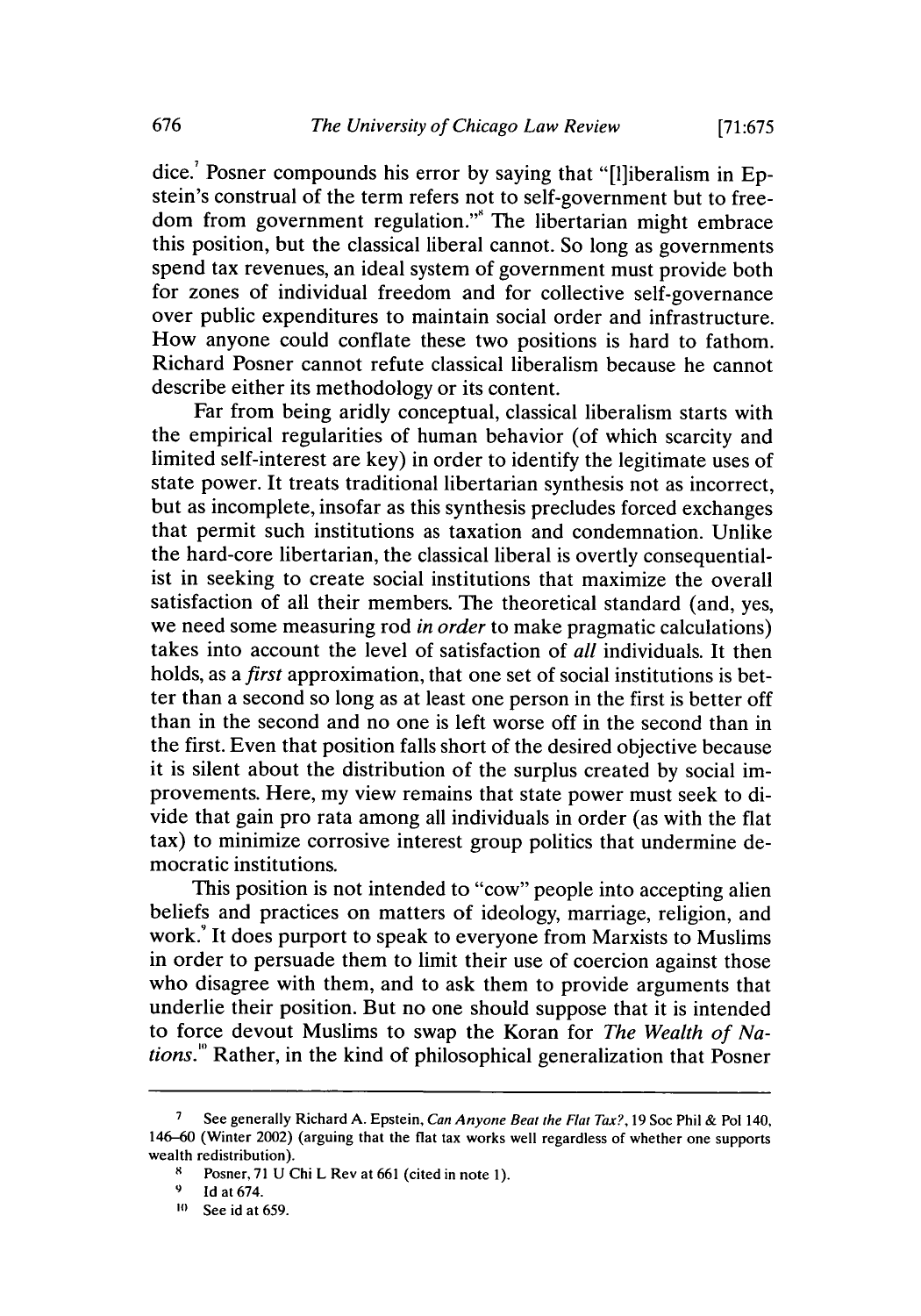dice.[7] Posner compounds his error by saying that "[l]iberalism in Epstein's construal of the term refers not to self-government but to freedom from government regulation."[8] The libertarian might embrace this position, but the classical liberal cannot. So long as governments spend tax revenues, an ideal system of government must provide both for zones of individual freedom and for collective self-governance over public expenditures to maintain social order and infrastructure. How anyone could conflate these two positions is hard to fathom. Richard Posner cannot refute classical liberalism because he cannot describe either its methodology or its content.

Far from being aridly conceptual, classical liberalism starts with the empirical regularities of human behavior (of which scarcity and limited self-interest are key) in order to identify the legitimate uses of state power. It treats traditional libertarian synthesis not as incorrect, but as incomplete, insofar as this synthesis precludes forced exchanges that permit such institutions as taxation and condemnation. Unlike the hard-core libertarian, the classical liberal is overtly consequentialist in seeking to create social institutions that maximize the overall satisfaction of all their members. The theoretical standard (and, yes, we need some measuring rod *in order* to make pragmatic calculations) takes into account the level of satisfaction of *all* individuals. It then holds, as a *first* approximation, that one set of social institutions is better than a second so long as at least one person in the first is better off than in the second and no one is left worse off in the second than in the first. Even that position falls short of the desired objective because it is silent about the distribution of the surplus created by social improvements. Here, my view remains that state power must seek to divide that gain pro rata among all individuals in order (as with the flat tax) to minimize corrosive interest group politics that undermine democratic institutions.

This position is not intended to "cow" people into accepting alien beliefs and practices on matters of ideology, marriage, religion, and work.[9] It does purport to speak to everyone from Marxists to Muslims in order to persuade them to limit their use of coercion against those who disagree with them, and to ask them to provide arguments that underlie their position. But no one should suppose that it is intended to force devout Muslims to swap the Koran for *The Wealth of Nations*.[10] Rather, in the kind of philosophical generalization that Posner

---

[7] See generally Richard A. Epstein, *Can Anyone Beat the Flat Tax?*, 19 Soc Phil & Pol 140, 146–60 (Winter 2002) (arguing that the flat tax works well regardless of whether one supports wealth redistribution).

[8] Posner, 71 U Chi L Rev at 661 (cited in note 1).

[9] Id at 674.

[10] See id at 659.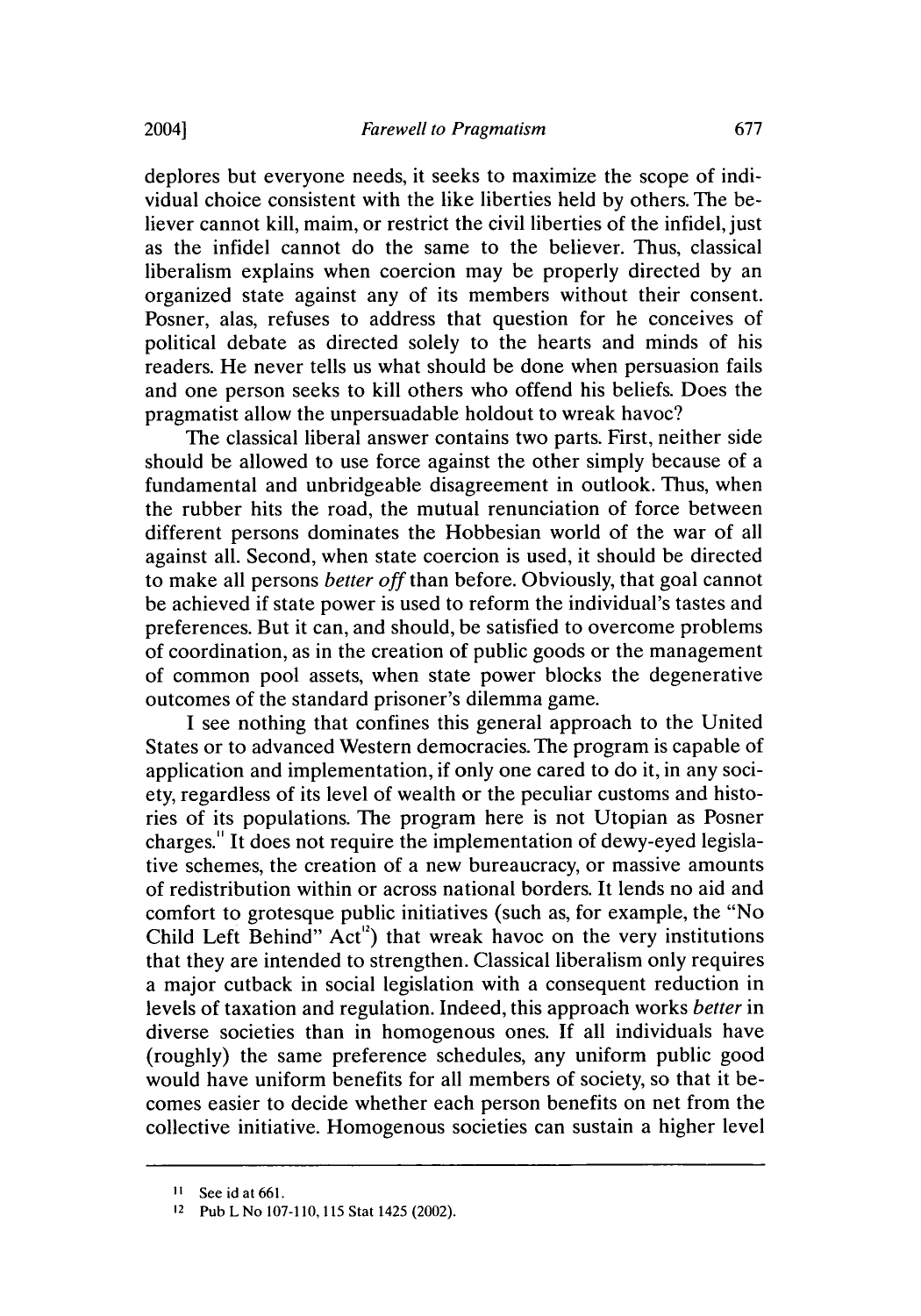deplores but everyone needs, it seeks to maximize the scope of individual choice consistent with the like liberties held by others. The believer cannot kill, maim, or restrict the civil liberties of the infidel, just as the infidel cannot do the same to the believer. Thus, classical liberalism explains when coercion may be properly directed by an organized state against any of its members without their consent. Posner, alas, refuses to address that question for he conceives of political debate as directed solely to the hearts and minds of his readers. He never tells us what should be done when persuasion fails and one person seeks to kill others who offend his beliefs. Does the pragmatist allow the unpersuadable holdout to wreak havoc?

The classical liberal answer contains two parts. First, neither side should be allowed to use force against the other simply because of a fundamental and unbridgeable disagreement in outlook. Thus, when the rubber hits the road, the mutual renunciation of force between different persons dominates the Hobbesian world of the war of all against all. Second, when state coercion is used, it should be directed to make all persons *better off* than before. Obviously, that goal cannot be achieved if state power is used to reform the individual's tastes and preferences. But it can, and should, be satisfied to overcome problems of coordination, as in the creation of public goods or the management of common pool assets, when state power blocks the degenerative outcomes of the standard prisoner's dilemma game.

I see nothing that confines this general approach to the United States or to advanced Western democracies. The program is capable of application and implementation, if only one cared to do it, in any society, regardless of its level of wealth or the peculiar customs and histories of its populations. The program here is not Utopian as Posner charges.[11] It does not require the implementation of dewy-eyed legislative schemes, the creation of a new bureaucracy, or massive amounts of redistribution within or across national borders. It lends no aid and comfort to grotesque public initiatives (such as, for example, the "No Child Left Behind" Act[12]) that wreak havoc on the very institutions that they are intended to strengthen. Classical liberalism only requires a major cutback in social legislation with a consequent reduction in levels of taxation and regulation. Indeed, this approach works *better* in diverse societies than in homogenous ones. If all individuals have (roughly) the same preference schedules, any uniform public good would have uniform benefits for all members of society, so that it becomes easier to decide whether each person benefits on net from the collective initiative. Homogenous societies can sustain a higher level

---

[11] See id at 661.

[12] Pub L No 107-110, 115 Stat 1425 (2002).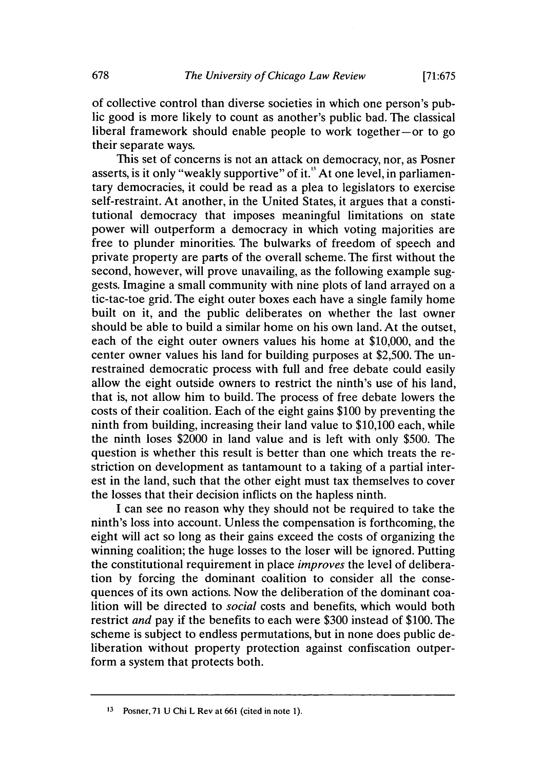of collective control than diverse societies in which one person's public good is more likely to count as another's public bad. The classical liberal framework should enable people to work together—or to go their separate ways.

This set of concerns is not an attack on democracy, nor, as Posner asserts, is it only "weakly supportive" of it.[13] At one level, in parliamentary democracies, it could be read as a plea to legislators to exercise self-restraint. At another, in the United States, it argues that a constitutional democracy that imposes meaningful limitations on state power will outperform a democracy in which voting majorities are free to plunder minorities. The bulwarks of freedom of speech and private property are parts of the overall scheme. The first without the second, however, will prove unavailing, as the following example suggests. Imagine a small community with nine plots of land arrayed on a tic-tac-toe grid. The eight outer boxes each have a single family home built on it, and the public deliberates on whether the last owner should be able to build a similar home on his own land. At the outset, each of the eight outer owners values his home at $10,000, and the center owner values his land for building purposes at $2,500. The unrestrained democratic process with full and free debate could easily allow the eight outside owners to restrict the ninth's use of his land, that is, not allow him to build. The process of free debate lowers the costs of their coalition. Each of the eight gains $100 by preventing the ninth from building, increasing their land value to $10,100 each, while the ninth loses $2000 in land value and is left with only $500. The question is whether this result is better than one which treats the restriction on development as tantamount to a taking of a partial interest in the land, such that the other eight must tax themselves to cover the losses that their decision inflicts on the hapless ninth.

I can see no reason why they should not be required to take the ninth's loss into account. Unless the compensation is forthcoming, the eight will act so long as their gains exceed the costs of organizing the winning coalition; the huge losses to the loser will be ignored. Putting the constitutional requirement in place *improves* the level of deliberation by forcing the dominant coalition to consider all the consequences of its own actions. Now the deliberation of the dominant coalition will be directed to *social* costs and benefits, which would both restrict *and* pay if the benefits to each were $300 instead of $100. The scheme is subject to endless permutations, but in none does public deliberation without property protection against confiscation outperform a system that protects both.

---

[13] Posner, 71 U Chi L Rev at 661 (cited in note 1).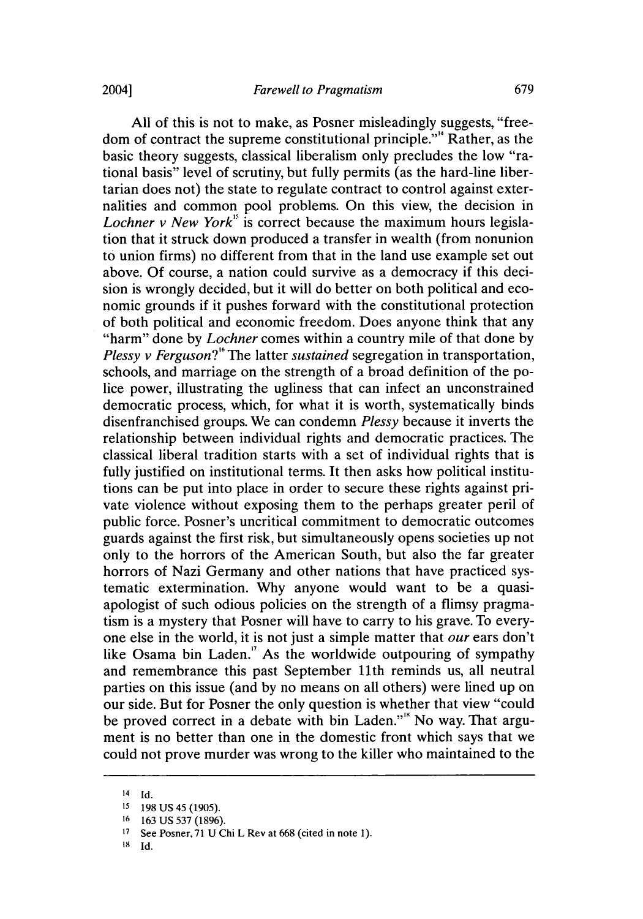All of this is not to make, as Posner misleadingly suggests, "freedom of contract the supreme constitutional principle."[14] Rather, as the basic theory suggests, classical liberalism only precludes the low "rational basis" level of scrutiny, but fully permits (as the hard-line libertarian does not) the state to regulate contract to control against externalities and common pool problems. On this view, the decision in *Lochner v New York*[15] is correct because the maximum hours legislation that it struck down produced a transfer in wealth (from nonunion to union firms) no different from that in the land use example set out above. Of course, a nation could survive as a democracy if this decision is wrongly decided, but it will do better on both political and economic grounds if it pushes forward with the constitutional protection of both political and economic freedom. Does anyone think that any "harm" done by *Lochner* comes within a country mile of that done by *Plessy v Ferguson*?[16] The latter *sustained* segregation in transportation, schools, and marriage on the strength of a broad definition of the police power, illustrating the ugliness that can infect an unconstrained democratic process, which, for what it is worth, systematically binds disenfranchised groups. We can condemn *Plessy* because it inverts the relationship between individual rights and democratic practices. The classical liberal tradition starts with a set of individual rights that is fully justified on institutional terms. It then asks how political institutions can be put into place in order to secure these rights against private violence without exposing them to the perhaps greater peril of public force. Posner's uncritical commitment to democratic outcomes guards against the first risk, but simultaneously opens societies up not only to the horrors of the American South, but also the far greater horrors of Nazi Germany and other nations that have practiced systematic extermination. Why anyone would want to be a quasi-apologist of such odious policies on the strength of a flimsy pragmatism is a mystery that Posner will have to carry to his grave. To everyone else in the world, it is not just a simple matter that *our* ears don't like Osama bin Laden.[17] As the worldwide outpouring of sympathy and remembrance this past September 11th reminds us, all neutral parties on this issue (and by no means on all others) were lined up on our side. But for Posner the only question is whether that view "could be proved correct in a debate with bin Laden."[18] No way. That argument is no better than one in the domestic front which says that we could not prove murder was wrong to the killer who maintained to the

---

[14] Id.

[15] 198 US 45 (1905).

[16] 163 US 537 (1896).

[17] See Posner, 71 U Chi L Rev at 668 (cited in note 1).

[18] Id.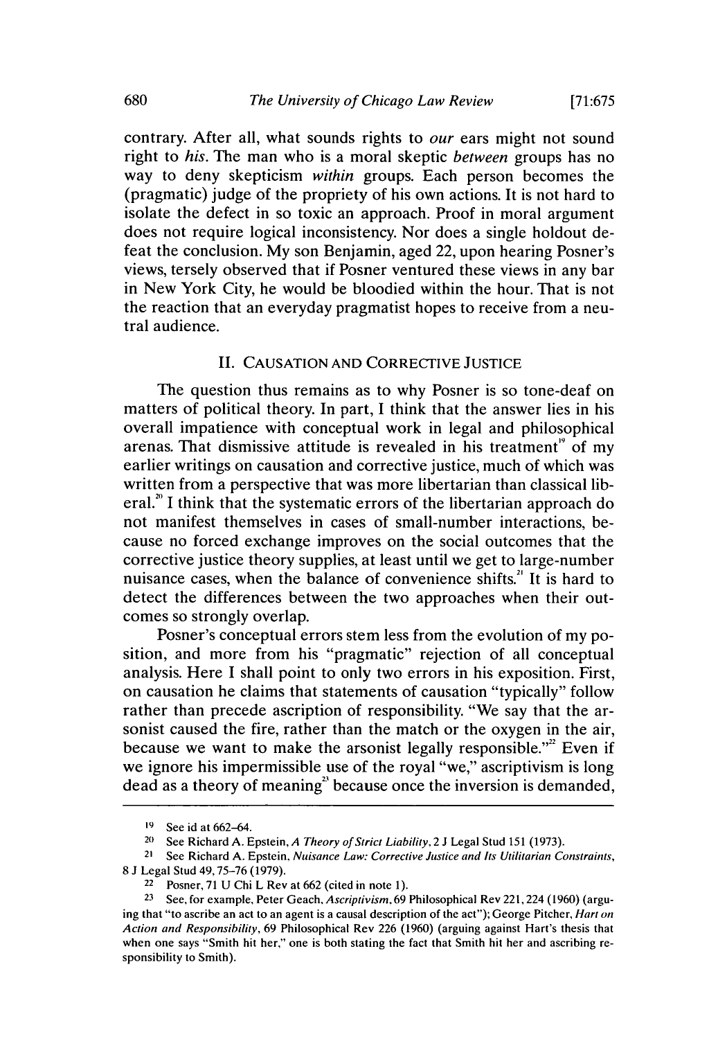contrary. After all, what sounds rights to *our* ears might not sound right to *his*. The man who is a moral skeptic *between* groups has no way to deny skepticism *within* groups. Each person becomes the (pragmatic) judge of the propriety of his own actions. It is not hard to isolate the defect in so toxic an approach. Proof in moral argument does not require logical inconsistency. Nor does a single holdout defeat the conclusion. My son Benjamin, aged 22, upon hearing Posner's views, tersely observed that if Posner ventured these views in any bar in New York City, he would be bloodied within the hour. That is not the reaction that an everyday pragmatist hopes to receive from a neutral audience.

## II. CAUSATION AND CORRECTIVE JUSTICE

The question thus remains as to why Posner is so tone-deaf on matters of political theory. In part, I think that the answer lies in his overall impatience with conceptual work in legal and philosophical arenas. That dismissive attitude is revealed in his treatment[19] of my earlier writings on causation and corrective justice, much of which was written from a perspective that was more libertarian than classical liberal.[20] I think that the systematic errors of the libertarian approach do not manifest themselves in cases of small-number interactions, because no forced exchange improves on the social outcomes that the corrective justice theory supplies, at least until we get to large-number nuisance cases, when the balance of convenience shifts.[21] It is hard to detect the differences between the two approaches when their outcomes so strongly overlap.

Posner's conceptual errors stem less from the evolution of my position, and more from his "pragmatic" rejection of all conceptual analysis. Here I shall point to only two errors in his exposition. First, on causation he claims that statements of causation "typically" follow rather than precede ascription of responsibility. "We say that the arsonist caused the fire, rather than the match or the oxygen in the air, because we want to make the arsonist legally responsible."[22] Even if we ignore his impermissible use of the royal "we," ascriptivism is long dead as a theory of meaning[23] because once the inversion is demanded,

---

[19] See id at 662–64.

[20] See Richard A. Epstein, *A Theory of Strict Liability*, 2 J Legal Stud 151 (1973).

[21] See Richard A. Epstein, *Nuisance Law: Corrective Justice and Its Utilitarian Constraints*, 8 J Legal Stud 49, 75–76 (1979).

[22] Posner, 71 U Chi L Rev at 662 (cited in note 1).

[23] See, for example, Peter Geach, *Ascriptivism*, 69 Philosophical Rev 221, 224 (1960) (arguing that "to ascribe an act to an agent is a causal description of the act"); George Pitcher, *Hart on Action and Responsibility*, 69 Philosophical Rev 226 (1960) (arguing against Hart's thesis that when one says "Smith hit her," one is both stating the fact that Smith hit her and ascribing responsibility to Smith).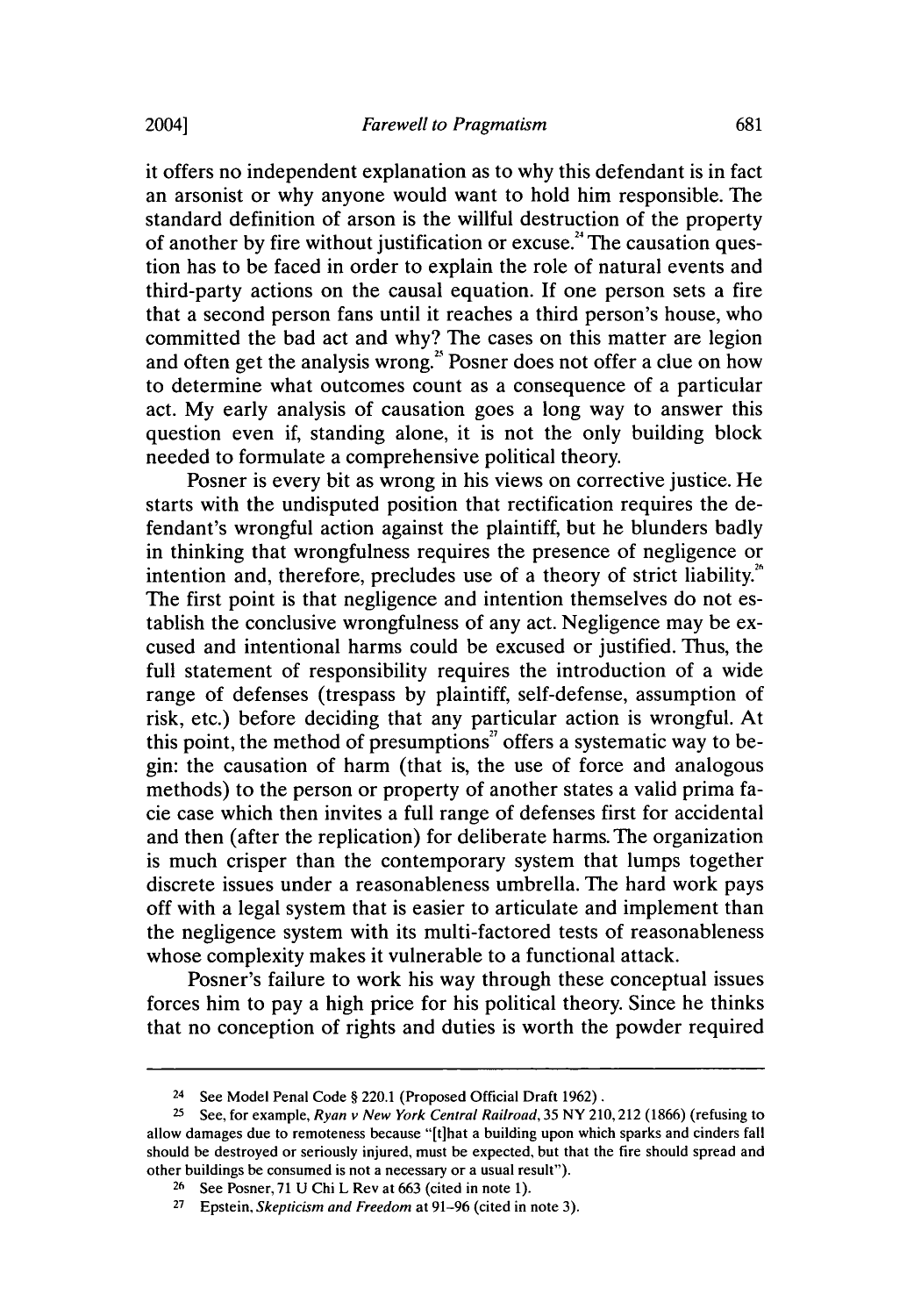it offers no independent explanation as to why this defendant is in fact an arsonist or why anyone would want to hold him responsible. The standard definition of arson is the willful destruction of the property of another by fire without justification or excuse.[24] The causation question has to be faced in order to explain the role of natural events and third-party actions on the causal equation. If one person sets a fire that a second person fans until it reaches a third person's house, who committed the bad act and why? The cases on this matter are legion and often get the analysis wrong.[25] Posner does not offer a clue on how to determine what outcomes count as a consequence of a particular act. My early analysis of causation goes a long way to answer this question even if, standing alone, it is not the only building block needed to formulate a comprehensive political theory.

Posner is every bit as wrong in his views on corrective justice. He starts with the undisputed position that rectification requires the defendant's wrongful action against the plaintiff, but he blunders badly in thinking that wrongfulness requires the presence of negligence or intention and, therefore, precludes use of a theory of strict liability.[26] The first point is that negligence and intention themselves do not establish the conclusive wrongfulness of any act. Negligence may be excused and intentional harms could be excused or justified. Thus, the full statement of responsibility requires the introduction of a wide range of defenses (trespass by plaintiff, self-defense, assumption of risk, etc.) before deciding that any particular action is wrongful. At this point, the method of presumptions[27] offers a systematic way to begin: the causation of harm (that is, the use of force and analogous methods) to the person or property of another states a valid prima facie case which then invites a full range of defenses first for accidental and then (after the replication) for deliberate harms. The organization is much crisper than the contemporary system that lumps together discrete issues under a reasonableness umbrella. The hard work pays off with a legal system that is easier to articulate and implement than the negligence system with its multi-factored tests of reasonableness whose complexity makes it vulnerable to a functional attack.

Posner's failure to work his way through these conceptual issues forces him to pay a high price for his political theory. Since he thinks that no conception of rights and duties is worth the powder required

---

[24] See Model Penal Code § 220.1 (Proposed Official Draft 1962).

[25] See, for example, *Ryan v New York Central Railroad*, 35 NY 210, 212 (1866) (refusing to allow damages due to remoteness because "[t]hat a building upon which sparks and cinders fall should be destroyed or seriously injured, must be expected, but that the fire should spread and other buildings be consumed is not a necessary or a usual result").

[26] See Posner, 71 U Chi L Rev at 663 (cited in note 1).

[27] Epstein, *Skepticism and Freedom* at 91–96 (cited in note 3).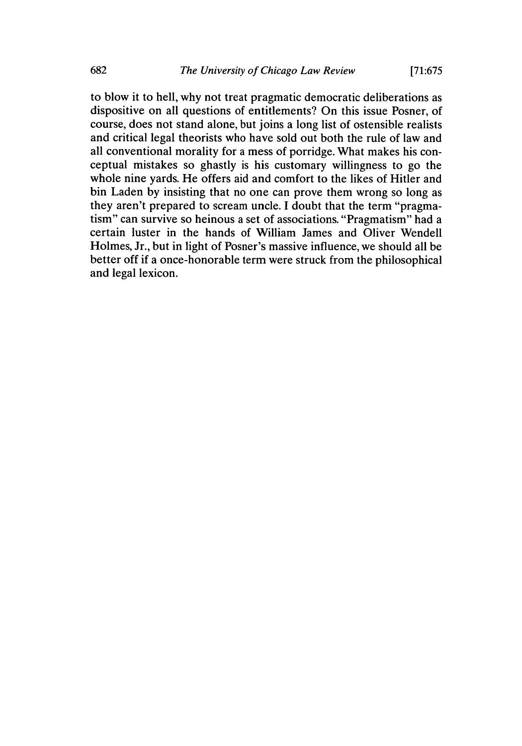to blow it to hell, why not treat pragmatic democratic deliberations as dispositive on all questions of entitlements? On this issue Posner, of course, does not stand alone, but joins a long list of ostensible realists and critical legal theorists who have sold out both the rule of law and all conventional morality for a mess of porridge. What makes his conceptual mistakes so ghastly is his customary willingness to go the whole nine yards. He offers aid and comfort to the likes of Hitler and bin Laden by insisting that no one can prove them wrong so long as they aren't prepared to scream uncle. I doubt that the term "pragmatism" can survive so heinous a set of associations. "Pragmatism" had a certain luster in the hands of William James and Oliver Wendell Holmes, Jr., but in light of Posner's massive influence, we should all be better off if a once-honorable term were struck from the philosophical and legal lexicon.